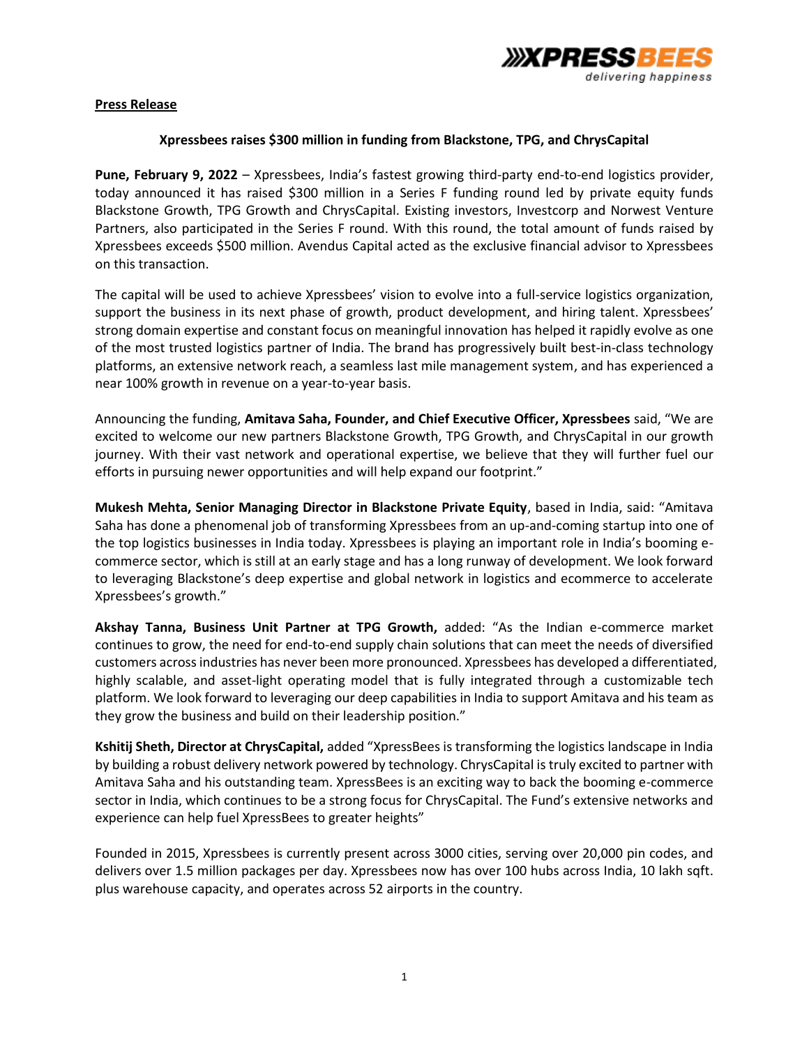**Press Release**

**Xpressbees raises $300 million in funding from Blackstone, TPG, and ChrysCapital**

**Pune, February 9, 2022** – Xpressbees, India's fastest growing third-party end-to-end logistics provider, today announced it has raised $300 million in a Series F funding round led by private equity funds Blackstone Growth, TPG Growth and ChrysCapital. Existing investors, Investcorp and Norwest Venture Partners, also participated in the Series F round. With this round, the total amount of funds raised by Xpressbees exceeds $500 million. Avendus Capital acted as the exclusive financial advisor to Xpressbees on this transaction.

The capital will be used to achieve Xpressbees' vision to evolve into a full-service logistics organization, support the business in its next phase of growth, product development, and hiring talent. Xpressbees' strong domain expertise and constant focus on meaningful innovation has helped it rapidly evolve as one of the most trusted logistics partner of India. The brand has progressively built best-in-class technology platforms, an extensive network reach, a seamless last mile management system, and has experienced a near 100% growth in revenue on a year-to-year basis.

Announcing the funding, **Amitava Saha, Founder, and Chief Executive Officer, Xpressbees** said, "We are excited to welcome our new partners Blackstone Growth, TPG Growth, and ChrysCapital in our growth journey. With their vast network and operational expertise, we believe that they will further fuel our efforts in pursuing newer opportunities and will help expand our footprint."

**Mukesh Mehta, Senior Managing Director in Blackstone Private Equity**, based in India, said: "Amitava Saha has done a phenomenal job of transforming Xpressbees from an up-and-coming startup into one of the top logistics businesses in India today. Xpressbees is playing an important role in India's booming e-commerce sector, which is still at an early stage and has a long runway of development. We look forward to leveraging Blackstone's deep expertise and global network in logistics and ecommerce to accelerate Xpressbees's growth."

**Akshay Tanna, Business Unit Partner at TPG Growth,** added: "As the Indian e-commerce market continues to grow, the need for end-to-end supply chain solutions that can meet the needs of diversified customers across industries has never been more pronounced. Xpressbees has developed a differentiated, highly scalable, and asset-light operating model that is fully integrated through a customizable tech platform. We look forward to leveraging our deep capabilities in India to support Amitava and his team as they grow the business and build on their leadership position."

**Kshitij Sheth, Director at ChrysCapital,** added "XpressBees is transforming the logistics landscape in India by building a robust delivery network powered by technology. ChrysCapital is truly excited to partner with Amitava Saha and his outstanding team. XpressBees is an exciting way to back the booming e-commerce sector in India, which continues to be a strong focus for ChrysCapital. The Fund's extensive networks and experience can help fuel XpressBees to greater heights"

Founded in 2015, Xpressbees is currently present across 3000 cities, serving over 20,000 pin codes, and delivers over 1.5 million packages per day. Xpressbees now has over 100 hubs across India, 10 lakh sqft. plus warehouse capacity, and operates across 52 airports in the country.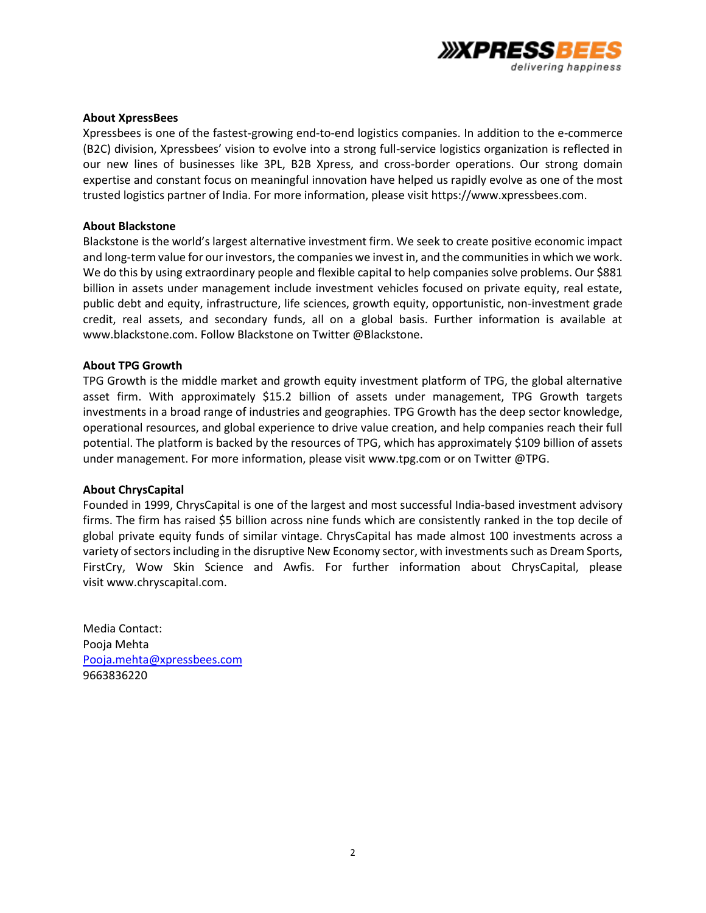**About XpressBees**

Xpressbees is one of the fastest-growing end-to-end logistics companies. In addition to the e-commerce (B2C) division, Xpressbees' vision to evolve into a strong full-service logistics organization is reflected in our new lines of businesses like 3PL, B2B Xpress, and cross-border operations. Our strong domain expertise and constant focus on meaningful innovation have helped us rapidly evolve as one of the most trusted logistics partner of India. For more information, please visit https://www.xpressbees.com.

**About Blackstone**

Blackstone is the world's largest alternative investment firm. We seek to create positive economic impact and long-term value for our investors, the companies we invest in, and the communities in which we work. We do this by using extraordinary people and flexible capital to help companies solve problems. Our $881 billion in assets under management include investment vehicles focused on private equity, real estate, public debt and equity, infrastructure, life sciences, growth equity, opportunistic, non-investment grade credit, real assets, and secondary funds, all on a global basis. Further information is available at www.blackstone.com. Follow Blackstone on Twitter @Blackstone.

**About TPG Growth**

TPG Growth is the middle market and growth equity investment platform of TPG, the global alternative asset firm. With approximately $15.2 billion of assets under management, TPG Growth targets investments in a broad range of industries and geographies. TPG Growth has the deep sector knowledge, operational resources, and global experience to drive value creation, and help companies reach their full potential. The platform is backed by the resources of TPG, which has approximately $109 billion of assets under management. For more information, please visit www.tpg.com or on Twitter @TPG.

**About ChrysCapital**

Founded in 1999, ChrysCapital is one of the largest and most successful India-based investment advisory firms. The firm has raised $5 billion across nine funds which are consistently ranked in the top decile of global private equity funds of similar vintage. ChrysCapital has made almost 100 investments across a variety of sectors including in the disruptive New Economy sector, with investments such as Dream Sports, FirstCry, Wow Skin Science and Awfis. For further information about ChrysCapital, please visit www.chryscapital.com.

Media Contact:
Pooja Mehta
Pooja.mehta@xpressbees.com
9663836220